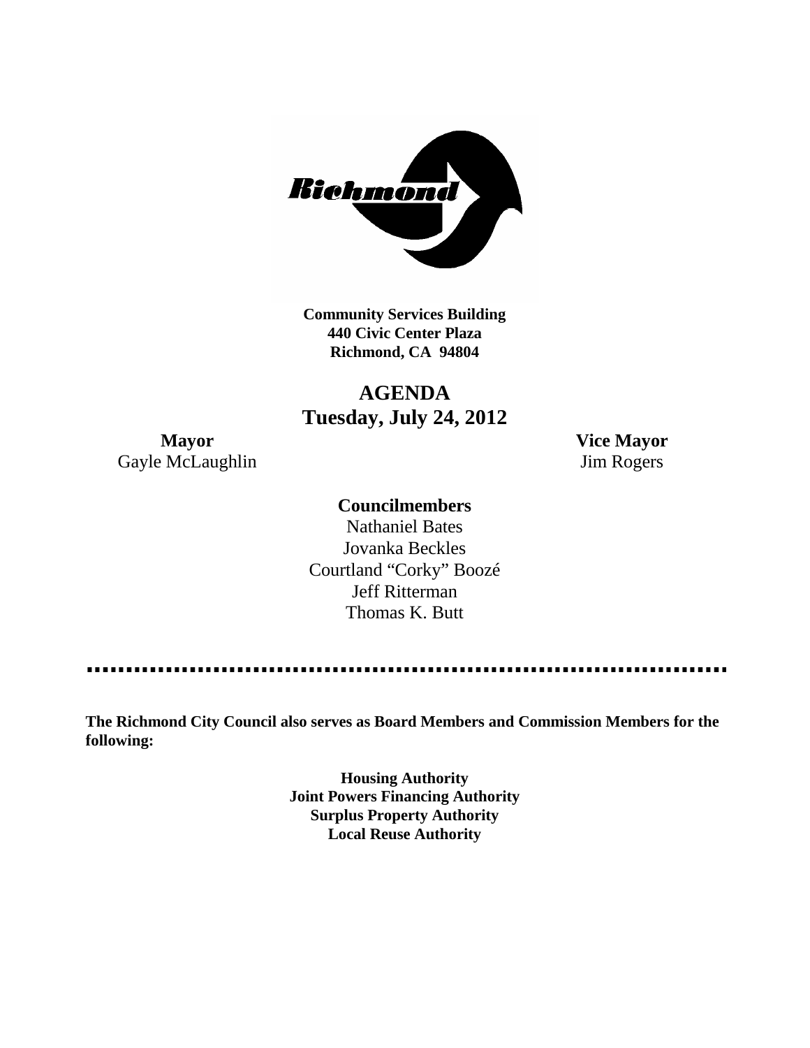**Community Services Building**
**440 Civic Center Plaza**
**Richmond, CA 94804**

# AGENDA
## Tuesday, July 24, 2012

**Mayor**
Gayle McLaughlin

**Vice Mayor**
Jim Rogers

**Councilmembers**

Nathaniel Bates
Jovanka Beckles
Courtland "Corky" Boozé
Jeff Ritterman
Thomas K. Butt

---

**The Richmond City Council also serves as Board Members and Commission Members for the following:**

**Housing Authority**
**Joint Powers Financing Authority**
**Surplus Property Authority**
**Local Reuse Authority**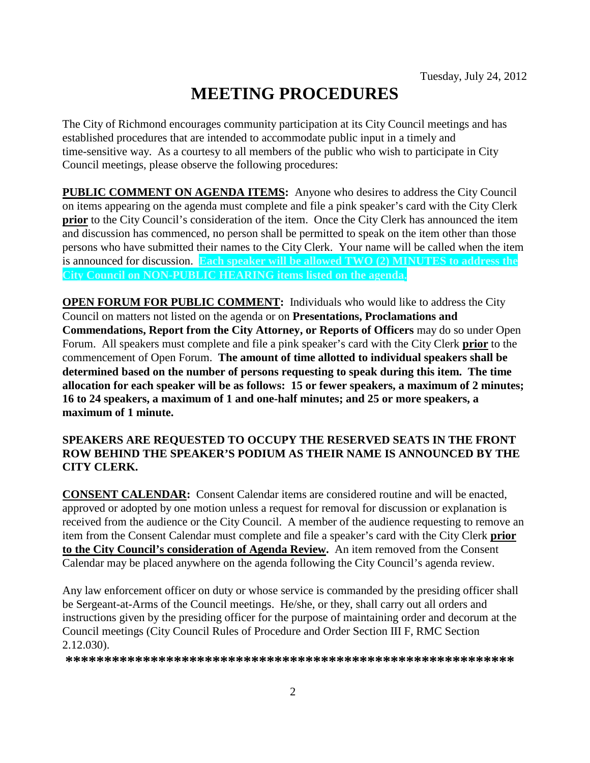Tuesday, July 24, 2012

# MEETING PROCEDURES

The City of Richmond encourages community participation at its City Council meetings and has established procedures that are intended to accommodate public input in a timely and time-sensitive way. As a courtesy to all members of the public who wish to participate in City Council meetings, please observe the following procedures:

**PUBLIC COMMENT ON AGENDA ITEMS:** Anyone who desires to address the City Council on items appearing on the agenda must complete and file a pink speaker's card with the City Clerk **prior** to the City Council's consideration of the item. Once the City Clerk has announced the item and discussion has commenced, no person shall be permitted to speak on the item other than those persons who have submitted their names to the City Clerk. Your name will be called when the item is announced for discussion. **Each speaker will be allowed TWO (2) MINUTES to address the City Council on NON-PUBLIC HEARING items listed on the agenda.**

**OPEN FORUM FOR PUBLIC COMMENT:** Individuals who would like to address the City Council on matters not listed on the agenda or on **Presentations, Proclamations and Commendations, Report from the City Attorney, or Reports of Officers** may do so under Open Forum. All speakers must complete and file a pink speaker's card with the City Clerk **prior** to the commencement of Open Forum. **The amount of time allotted to individual speakers shall be determined based on the number of persons requesting to speak during this item. The time allocation for each speaker will be as follows: 15 or fewer speakers, a maximum of 2 minutes; 16 to 24 speakers, a maximum of 1 and one-half minutes; and 25 or more speakers, a maximum of 1 minute.**

**SPEAKERS ARE REQUESTED TO OCCUPY THE RESERVED SEATS IN THE FRONT ROW BEHIND THE SPEAKER'S PODIUM AS THEIR NAME IS ANNOUNCED BY THE CITY CLERK.**

**CONSENT CALENDAR:** Consent Calendar items are considered routine and will be enacted, approved or adopted by one motion unless a request for removal for discussion or explanation is received from the audience or the City Council. A member of the audience requesting to remove an item from the Consent Calendar must complete and file a speaker's card with the City Clerk **prior to the City Council's consideration of Agenda Review.** An item removed from the Consent Calendar may be placed anywhere on the agenda following the City Council's agenda review.

Any law enforcement officer on duty or whose service is commanded by the presiding officer shall be Sergeant-at-Arms of the Council meetings. He/she, or they, shall carry out all orders and instructions given by the presiding officer for the purpose of maintaining order and decorum at the Council meetings (City Council Rules of Procedure and Order Section III F, RMC Section 2.12.030).

**************************************************************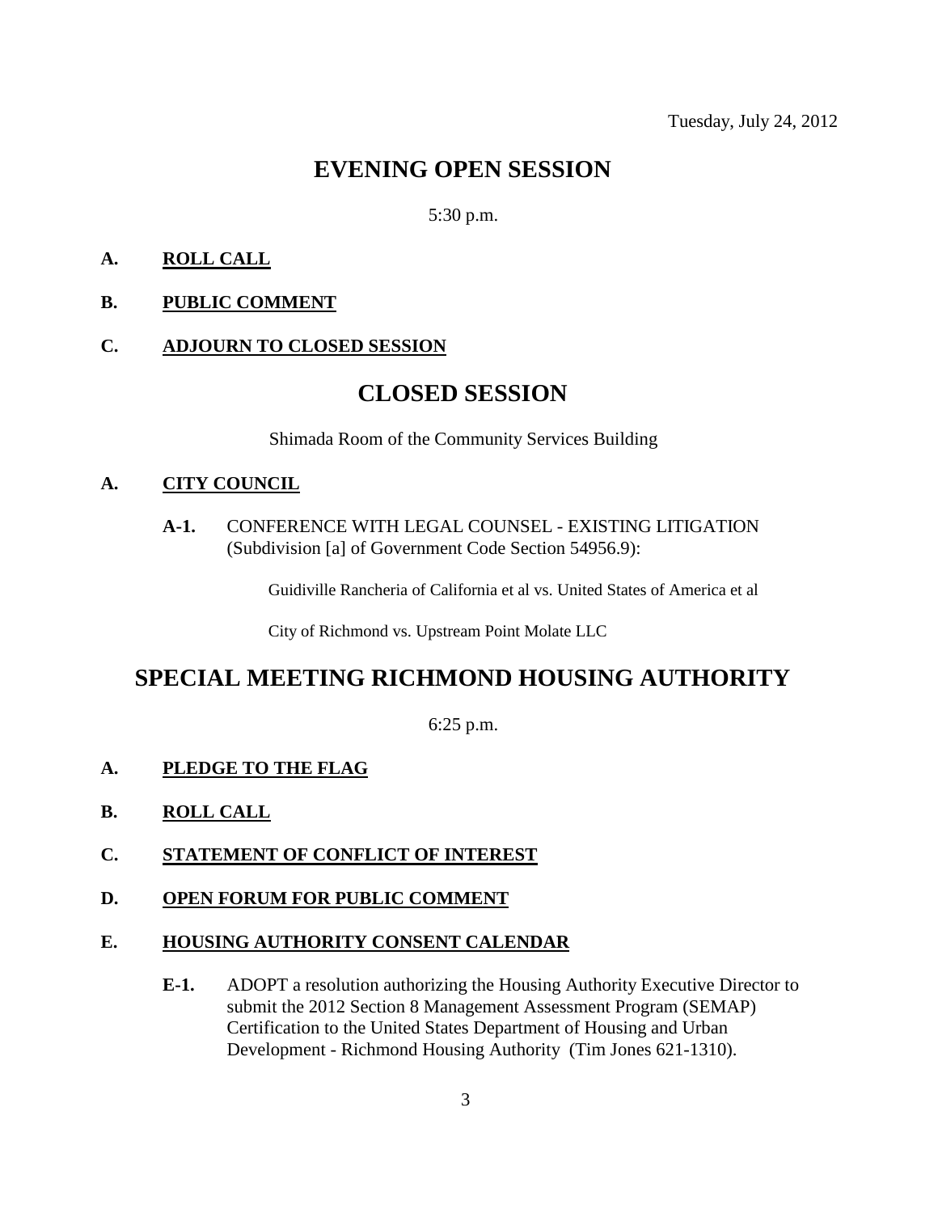Tuesday, July 24, 2012

# EVENING OPEN SESSION

5:30 p.m.

**A. ROLL CALL**

**B. PUBLIC COMMENT**

**C. ADJOURN TO CLOSED SESSION**

# CLOSED SESSION

Shimada Room of the Community Services Building

**A. CITY COUNCIL**

**A-1.** CONFERENCE WITH LEGAL COUNSEL - EXISTING LITIGATION (Subdivision [a] of Government Code Section 54956.9):

Guidiville Rancheria of California et al vs. United States of America et al

City of Richmond vs. Upstream Point Molate LLC

# SPECIAL MEETING RICHMOND HOUSING AUTHORITY

6:25 p.m.

**A. PLEDGE TO THE FLAG**

**B. ROLL CALL**

**C. STATEMENT OF CONFLICT OF INTEREST**

**D. OPEN FORUM FOR PUBLIC COMMENT**

**E. HOUSING AUTHORITY CONSENT CALENDAR**

**E-1.** ADOPT a resolution authorizing the Housing Authority Executive Director to submit the 2012 Section 8 Management Assessment Program (SEMAP) Certification to the United States Department of Housing and Urban Development - Richmond Housing Authority (Tim Jones 621-1310).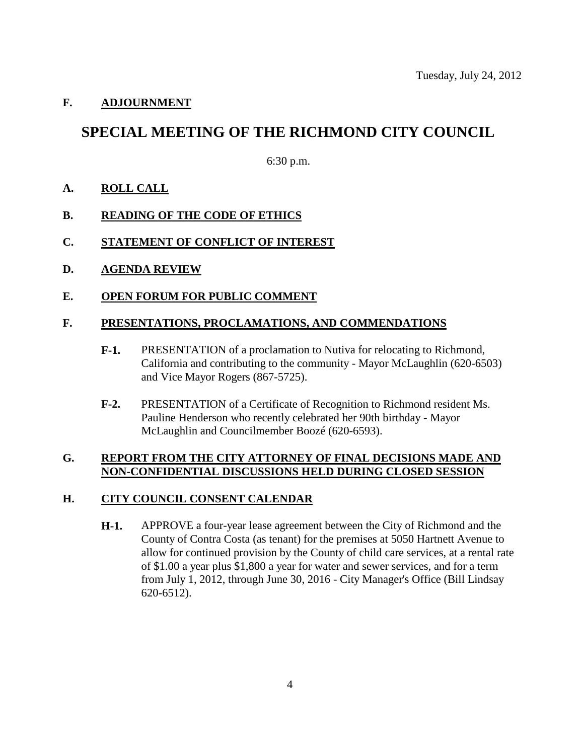Tuesday, July 24, 2012

**F. ADJOURNMENT**

# SPECIAL MEETING OF THE RICHMOND CITY COUNCIL

6:30 p.m.

**A. ROLL CALL**

**B. READING OF THE CODE OF ETHICS**

**C. STATEMENT OF CONFLICT OF INTEREST**

**D. AGENDA REVIEW**

**E. OPEN FORUM FOR PUBLIC COMMENT**

**F. PRESENTATIONS, PROCLAMATIONS, AND COMMENDATIONS**

**F-1.** PRESENTATION of a proclamation to Nutiva for relocating to Richmond, California and contributing to the community - Mayor McLaughlin (620-6503) and Vice Mayor Rogers (867-5725).

**F-2.** PRESENTATION of a Certificate of Recognition to Richmond resident Ms. Pauline Henderson who recently celebrated her 90th birthday - Mayor McLaughlin and Councilmember Boozé (620-6593).

**G. REPORT FROM THE CITY ATTORNEY OF FINAL DECISIONS MADE AND NON-CONFIDENTIAL DISCUSSIONS HELD DURING CLOSED SESSION**

**H. CITY COUNCIL CONSENT CALENDAR**

**H-1.** APPROVE a four-year lease agreement between the City of Richmond and the County of Contra Costa (as tenant) for the premises at 5050 Hartnett Avenue to allow for continued provision by the County of child care services, at a rental rate of $1.00 a year plus $1,800 a year for water and sewer services, and for a term from July 1, 2012, through June 30, 2016 - City Manager's Office (Bill Lindsay 620-6512).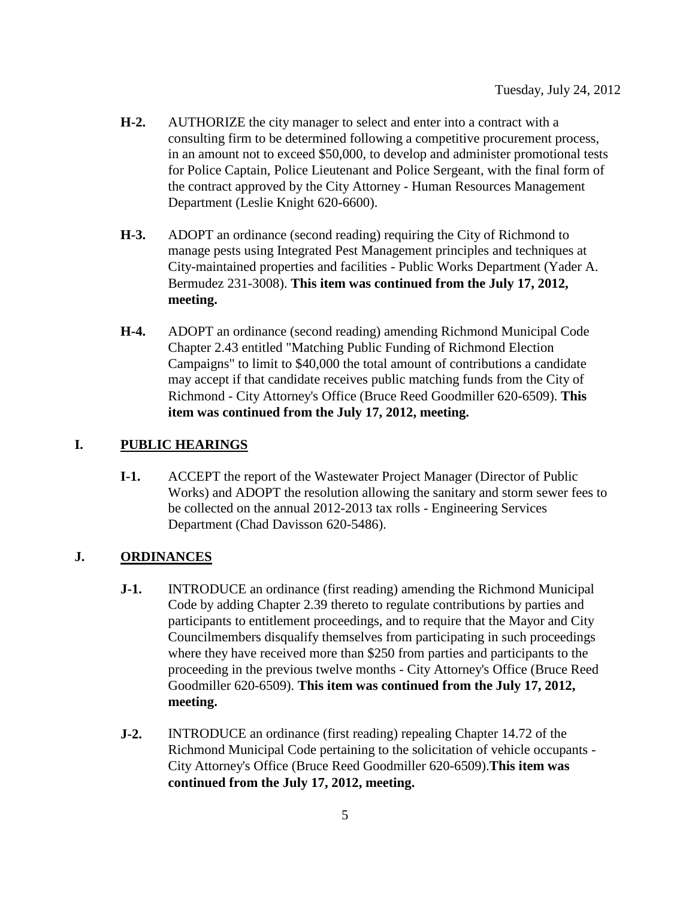**H-2.** AUTHORIZE the city manager to select and enter into a contract with a consulting firm to be determined following a competitive procurement process, in an amount not to exceed $50,000, to develop and administer promotional tests for Police Captain, Police Lieutenant and Police Sergeant, with the final form of the contract approved by the City Attorney - Human Resources Management Department (Leslie Knight 620-6600).

**H-3.** ADOPT an ordinance (second reading) requiring the City of Richmond to manage pests using Integrated Pest Management principles and techniques at City-maintained properties and facilities - Public Works Department (Yader A. Bermudez 231-3008). **This item was continued from the July 17, 2012, meeting.**

**H-4.** ADOPT an ordinance (second reading) amending Richmond Municipal Code Chapter 2.43 entitled "Matching Public Funding of Richmond Election Campaigns" to limit to $40,000 the total amount of contributions a candidate may accept if that candidate receives public matching funds from the City of Richmond - City Attorney's Office (Bruce Reed Goodmiller 620-6509). **This item was continued from the July 17, 2012, meeting.**

## I. PUBLIC HEARINGS

**I-1.** ACCEPT the report of the Wastewater Project Manager (Director of Public Works) and ADOPT the resolution allowing the sanitary and storm sewer fees to be collected on the annual 2012-2013 tax rolls - Engineering Services Department (Chad Davisson 620-5486).

## J. ORDINANCES

**J-1.** INTRODUCE an ordinance (first reading) amending the Richmond Municipal Code by adding Chapter 2.39 thereto to regulate contributions by parties and participants to entitlement proceedings, and to require that the Mayor and City Councilmembers disqualify themselves from participating in such proceedings where they have received more than $250 from parties and participants to the proceeding in the previous twelve months - City Attorney's Office (Bruce Reed Goodmiller 620-6509). **This item was continued from the July 17, 2012, meeting.**

**J-2.** INTRODUCE an ordinance (first reading) repealing Chapter 14.72 of the Richmond Municipal Code pertaining to the solicitation of vehicle occupants - City Attorney's Office (Bruce Reed Goodmiller 620-6509).**This item was continued from the July 17, 2012, meeting.**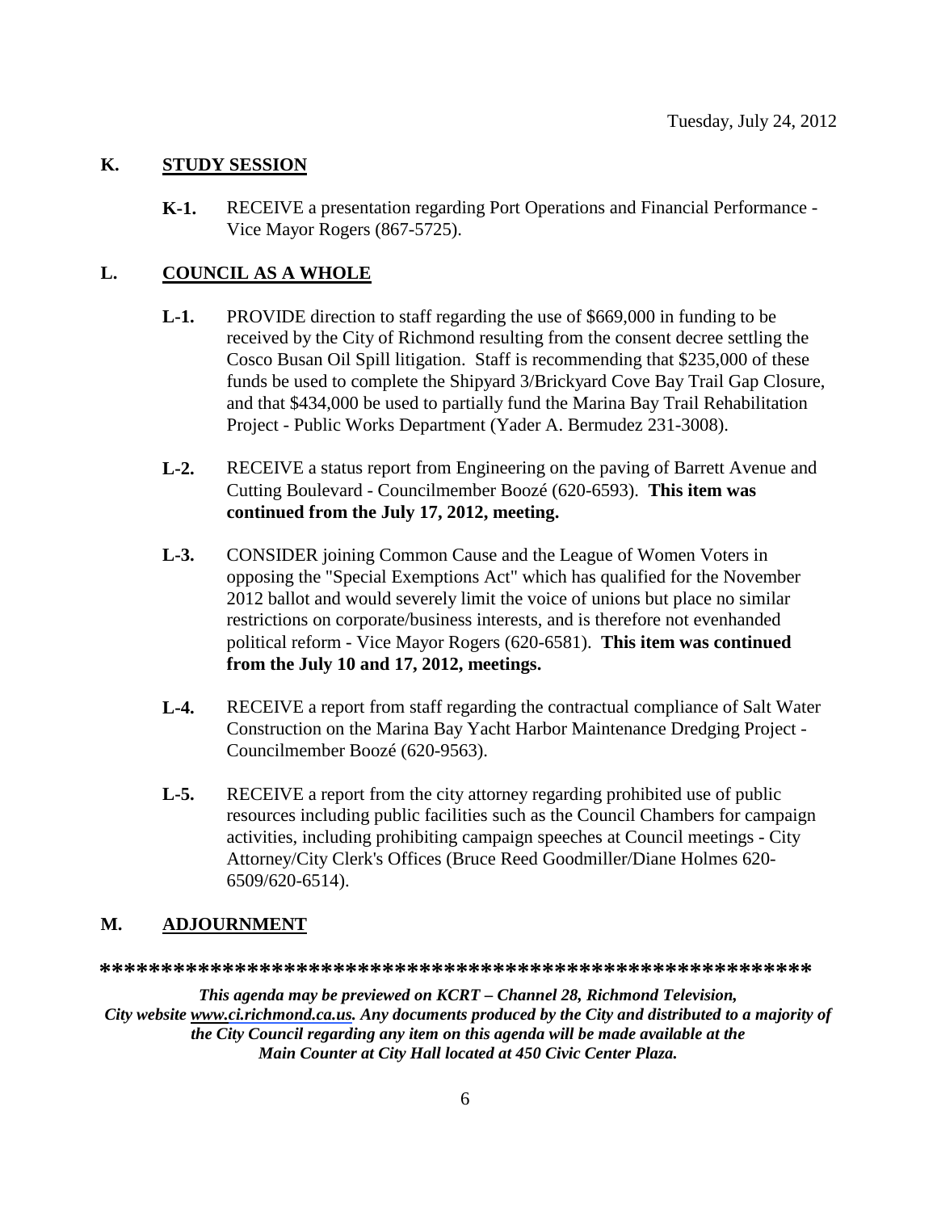Tuesday, July 24, 2012

## K. STUDY SESSION

**K-1.** RECEIVE a presentation regarding Port Operations and Financial Performance - Vice Mayor Rogers (867-5725).

## L. COUNCIL AS A WHOLE

**L-1.** PROVIDE direction to staff regarding the use of $669,000 in funding to be received by the City of Richmond resulting from the consent decree settling the Cosco Busan Oil Spill litigation. Staff is recommending that $235,000 of these funds be used to complete the Shipyard 3/Brickyard Cove Bay Trail Gap Closure, and that $434,000 be used to partially fund the Marina Bay Trail Rehabilitation Project - Public Works Department (Yader A. Bermudez 231-3008).

**L-2.** RECEIVE a status report from Engineering on the paving of Barrett Avenue and Cutting Boulevard - Councilmember Boozé (620-6593). **This item was continued from the July 17, 2012, meeting.**

**L-3.** CONSIDER joining Common Cause and the League of Women Voters in opposing the "Special Exemptions Act" which has qualified for the November 2012 ballot and would severely limit the voice of unions but place no similar restrictions on corporate/business interests, and is therefore not evenhanded political reform - Vice Mayor Rogers (620-6581). **This item was continued from the July 10 and 17, 2012, meetings.**

**L-4.** RECEIVE a report from staff regarding the contractual compliance of Salt Water Construction on the Marina Bay Yacht Harbor Maintenance Dredging Project - Councilmember Boozé (620-9563).

**L-5.** RECEIVE a report from the city attorney regarding prohibited use of public resources including public facilities such as the Council Chambers for campaign activities, including prohibiting campaign speeches at Council meetings - City Attorney/City Clerk's Offices (Bruce Reed Goodmiller/Diane Holmes 620-6509/620-6514).

## M. ADJOURNMENT

**\*\*\*\*\*\*\*\*\*\*\*\*\*\*\*\*\*\*\*\*\*\*\*\*\*\*\*\*\*\*\*\*\*\*\*\*\*\*\*\*\*\*\*\*\*\*\*\*\*\*\*\*\*\*\*\*\*\*\***

***This agenda may be previewed on KCRT – Channel 28, Richmond Television, City website www.ci.richmond.ca.us. Any documents produced by the City and distributed to a majority of the City Council regarding any item on this agenda will be made available at the Main Counter at City Hall located at 450 Civic Center Plaza.***